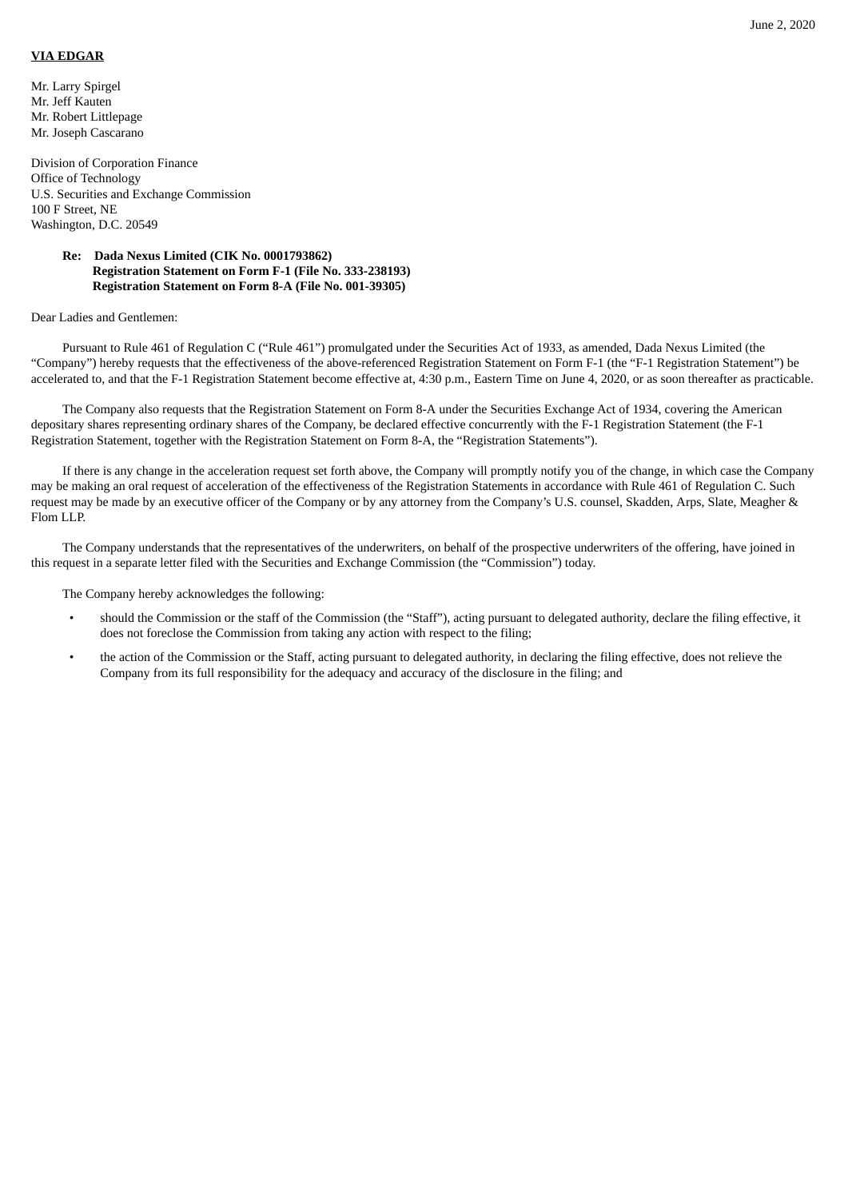June 2, 2020

**VIA EDGAR**

Mr. Larry Spirgel
Mr. Jeff Kauten
Mr. Robert Littlepage
Mr. Joseph Cascarano

Division of Corporation Finance
Office of Technology
U.S. Securities and Exchange Commission
100 F Street, NE
Washington, D.C. 20549

**Re: Dada Nexus Limited (CIK No. 0001793862)**
**Registration Statement on Form F-1 (File No. 333-238193)**
**Registration Statement on Form 8-A (File No. 001-39305)**

Dear Ladies and Gentlemen:

Pursuant to Rule 461 of Regulation C ("Rule 461") promulgated under the Securities Act of 1933, as amended, Dada Nexus Limited (the "Company") hereby requests that the effectiveness of the above-referenced Registration Statement on Form F-1 (the "F-1 Registration Statement") be accelerated to, and that the F-1 Registration Statement become effective at, 4:30 p.m., Eastern Time on June 4, 2020, or as soon thereafter as practicable.

The Company also requests that the Registration Statement on Form 8-A under the Securities Exchange Act of 1934, covering the American depositary shares representing ordinary shares of the Company, be declared effective concurrently with the F-1 Registration Statement (the F-1 Registration Statement, together with the Registration Statement on Form 8-A, the "Registration Statements").

If there is any change in the acceleration request set forth above, the Company will promptly notify you of the change, in which case the Company may be making an oral request of acceleration of the effectiveness of the Registration Statements in accordance with Rule 461 of Regulation C. Such request may be made by an executive officer of the Company or by any attorney from the Company's U.S. counsel, Skadden, Arps, Slate, Meagher & Flom LLP.

The Company understands that the representatives of the underwriters, on behalf of the prospective underwriters of the offering, have joined in this request in a separate letter filed with the Securities and Exchange Commission (the "Commission") today.

The Company hereby acknowledges the following:

- should the Commission or the staff of the Commission (the "Staff"), acting pursuant to delegated authority, declare the filing effective, it does not foreclose the Commission from taking any action with respect to the filing;
- the action of the Commission or the Staff, acting pursuant to delegated authority, in declaring the filing effective, does not relieve the Company from its full responsibility for the adequacy and accuracy of the disclosure in the filing; and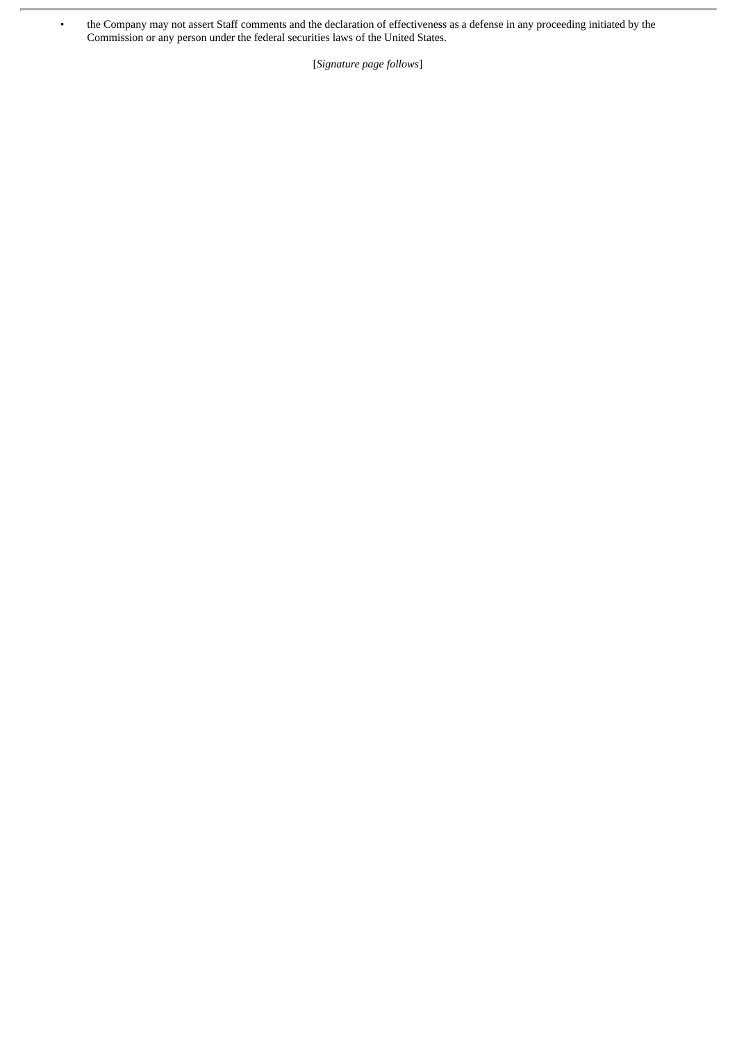- the Company may not assert Staff comments and the declaration of effectiveness as a defense in any proceeding initiated by the Commission or any person under the federal securities laws of the United States.

[*Signature page follows*]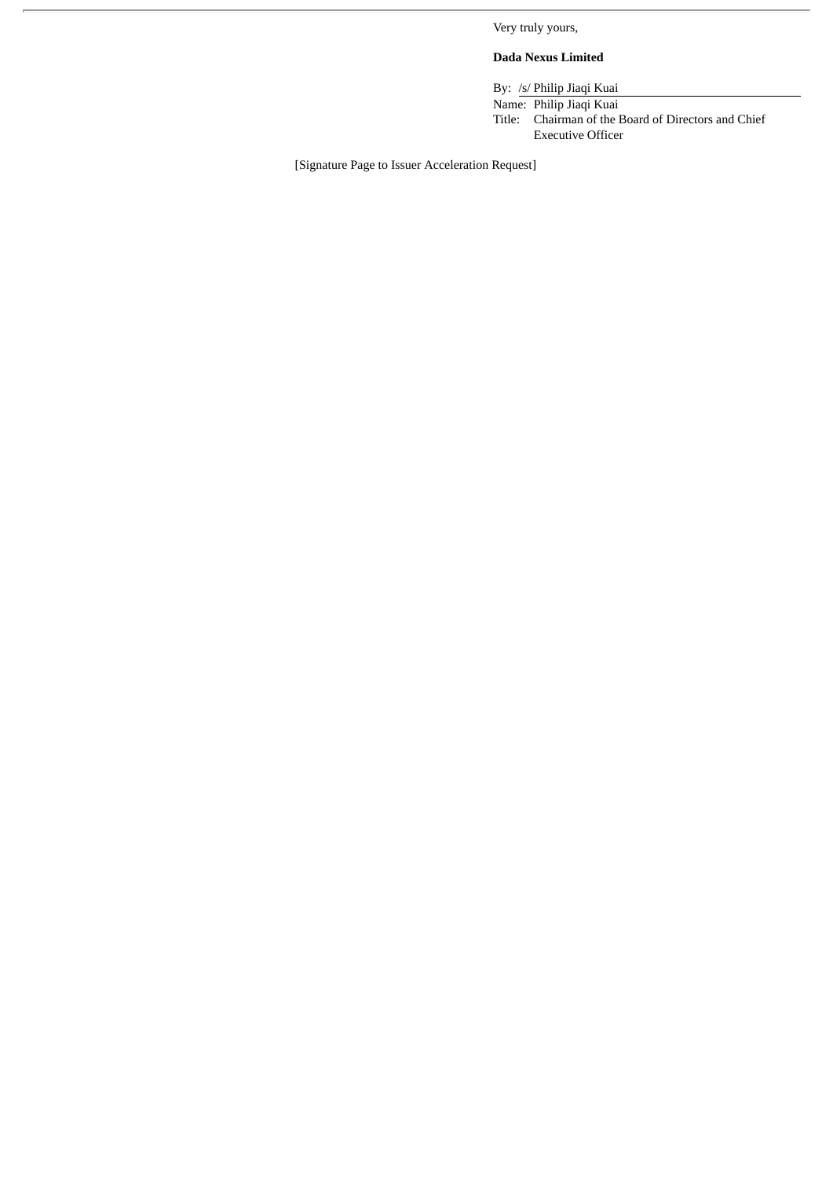Very truly yours,

**Dada Nexus Limited**

By: /s/ Philip Jiaqi Kuai

Name: Philip Jiaqi Kuai

Title: Chairman of the Board of Directors and Chief Executive Officer

[Signature Page to Issuer Acceleration Request]